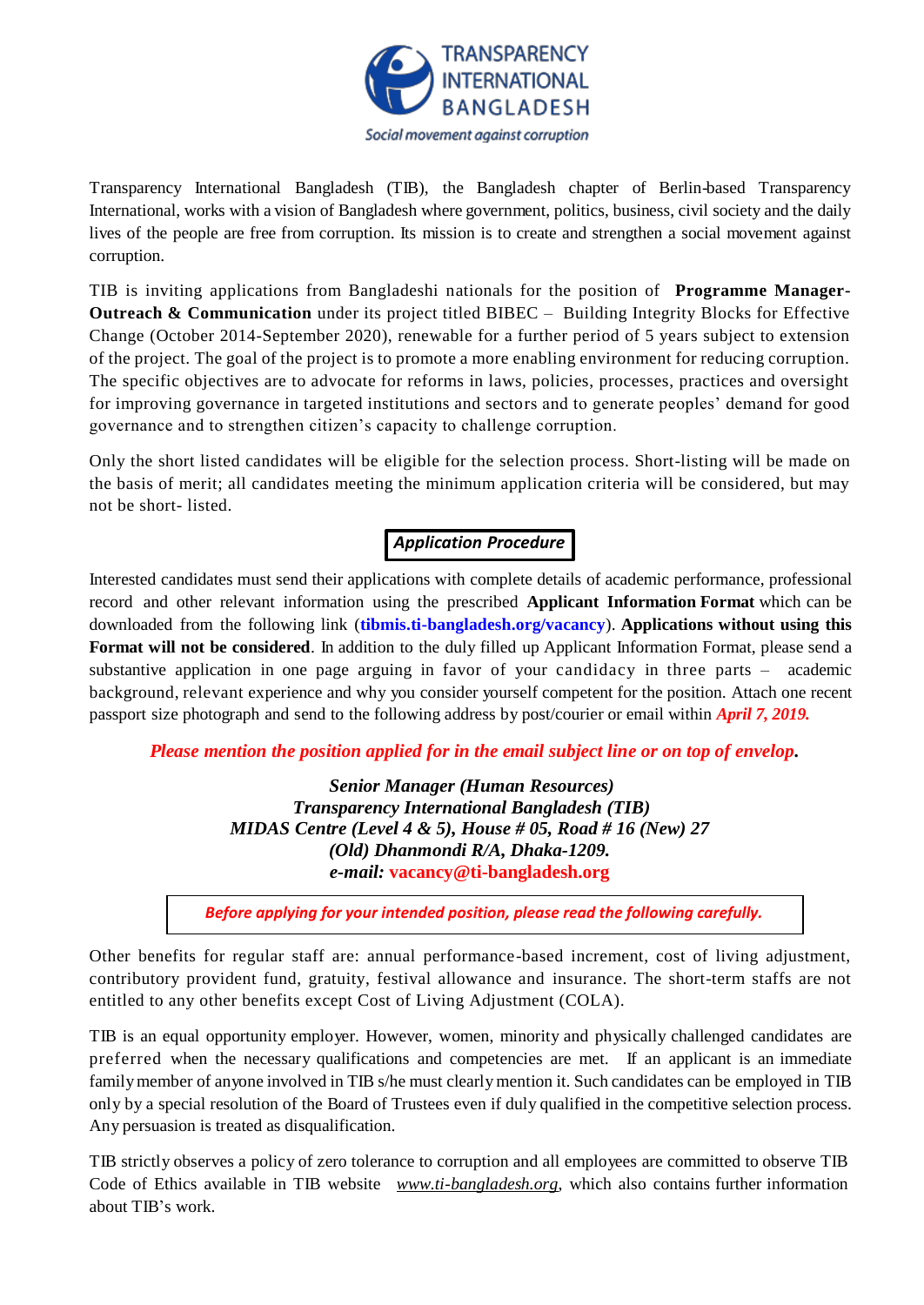**TRANSPARENCY INTERNATIONAL BANGLADESH**

*Social movement against corruption*

Transparency International Bangladesh (TIB), the Bangladesh chapter of Berlin-based Transparency International, works with a vision of Bangladesh where government, politics, business, civil society and the daily lives of the people are free from corruption. Its mission is to create and strengthen a social movement against corruption.

TIB is inviting applications from Bangladeshi nationals for the position of **Programme Manager-Outreach & Communication** under its project titled BIBEC – Building Integrity Blocks for Effective Change (October 2014-September 2020), renewable for a further period of 5 years subject to extension of the project. The goal of the project is to promote a more enabling environment for reducing corruption. The specific objectives are to advocate for reforms in laws, policies, processes, practices and oversight for improving governance in targeted institutions and sectors and to generate peoples' demand for good governance and to strengthen citizen's capacity to challenge corruption.

Only the short listed candidates will be eligible for the selection process. Short-listing will be made on the basis of merit; all candidates meeting the minimum application criteria will be considered, but may not be short- listed.

## *Application Procedure*

Interested candidates must send their applications with complete details of academic performance, professional record and other relevant information using the prescribed **Applicant Information Format** which can be downloaded from the following link (**tibmis.ti-bangladesh.org/vacancy**). **Applications without using this Format will not be considered**. In addition to the duly filled up Applicant Information Format, please send a substantive application in one page arguing in favor of your candidacy in three parts – academic background, relevant experience and why you consider yourself competent for the position. Attach one recent passport size photograph and send to the following address by post/courier or email within ***April 7, 2019.***

***Please mention the position applied for in the email subject line or on top of envelop.***

***Senior Manager (Human Resources)***
***Transparency International Bangladesh (TIB)***
***MIDAS Centre (Level 4 & 5), House # 05, Road # 16 (New) 27***
***(Old) Dhanmondi R/A, Dhaka-1209.***
***e-mail:* vacancy@ti-bangladesh.org**

***Before applying for your intended position, please read the following carefully.***

Other benefits for regular staff are: annual performance-based increment, cost of living adjustment, contributory provident fund, gratuity, festival allowance and insurance. The short-term staffs are not entitled to any other benefits except Cost of Living Adjustment (COLA).

TIB is an equal opportunity employer. However, women, minority and physically challenged candidates are preferred when the necessary qualifications and competencies are met. If an applicant is an immediate family member of anyone involved in TIB s/he must clearly mention it. Such candidates can be employed in TIB only by a special resolution of the Board of Trustees even if duly qualified in the competitive selection process. Any persuasion is treated as disqualification.

TIB strictly observes a policy of zero tolerance to corruption and all employees are committed to observe TIB Code of Ethics available in TIB website *www.ti-bangladesh.org*, which also contains further information about TIB's work.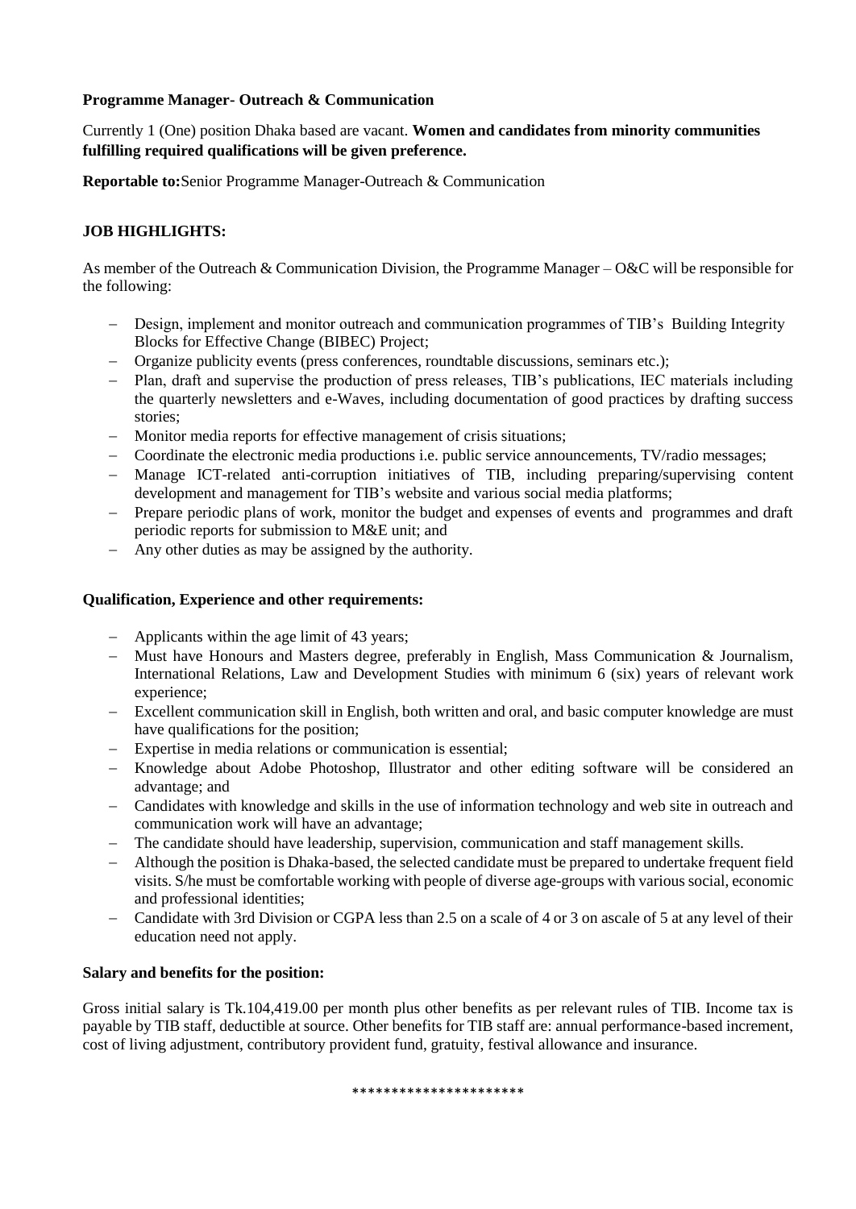**Programme Manager- Outreach & Communication**

Currently 1 (One) position Dhaka based are vacant. **Women and candidates from minority communities fulfilling required qualifications will be given preference.**

**Reportable to:**Senior Programme Manager-Outreach & Communication

**JOB HIGHLIGHTS:**

As member of the Outreach & Communication Division, the Programme Manager – O&C will be responsible for the following:

- Design, implement and monitor outreach and communication programmes of TIB's Building Integrity Blocks for Effective Change (BIBEC) Project;
- Organize publicity events (press conferences, roundtable discussions, seminars etc.);
- Plan, draft and supervise the production of press releases, TIB's publications, IEC materials including the quarterly newsletters and e-Waves, including documentation of good practices by drafting success stories;
- Monitor media reports for effective management of crisis situations;
- Coordinate the electronic media productions i.e. public service announcements, TV/radio messages;
- Manage ICT-related anti-corruption initiatives of TIB, including preparing/supervising content development and management for TIB's website and various social media platforms;
- Prepare periodic plans of work, monitor the budget and expenses of events and programmes and draft periodic reports for submission to M&E unit; and
- Any other duties as may be assigned by the authority.

**Qualification, Experience and other requirements:**

- Applicants within the age limit of 43 years;
- Must have Honours and Masters degree, preferably in English, Mass Communication & Journalism, International Relations, Law and Development Studies with minimum 6 (six) years of relevant work experience;
- Excellent communication skill in English, both written and oral, and basic computer knowledge are must have qualifications for the position;
- Expertise in media relations or communication is essential;
- Knowledge about Adobe Photoshop, Illustrator and other editing software will be considered an advantage; and
- Candidates with knowledge and skills in the use of information technology and web site in outreach and communication work will have an advantage;
- The candidate should have leadership, supervision, communication and staff management skills.
- Although the position is Dhaka-based, the selected candidate must be prepared to undertake frequent field visits. S/he must be comfortable working with people of diverse age-groups with various social, economic and professional identities;
- Candidate with 3rd Division or CGPA less than 2.5 on a scale of 4 or 3 on ascale of 5 at any level of their education need not apply.

**Salary and benefits for the position:**

Gross initial salary is Tk.104,419.00 per month plus other benefits as per relevant rules of TIB. Income tax is payable by TIB staff, deductible at source. Other benefits for TIB staff are: annual performance-based increment, cost of living adjustment, contributory provident fund, gratuity, festival allowance and insurance.

*********************